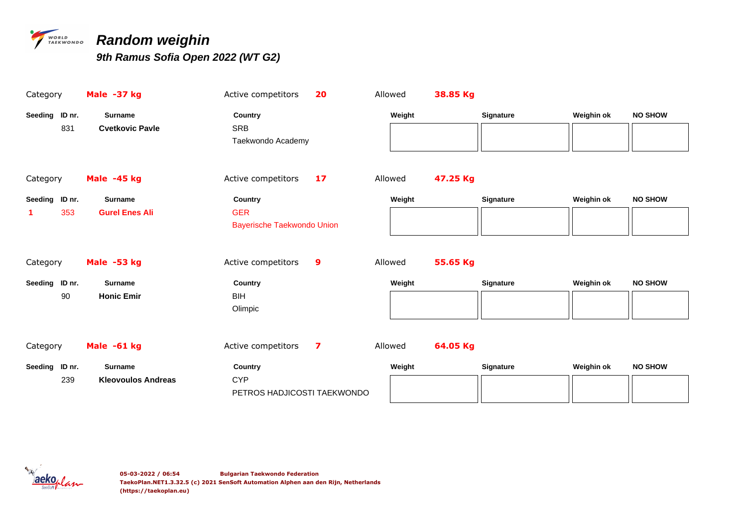# Random weighin

## 9th Ramus Sofia Open 2022 (WT G2)

Category **Male -37 kg** Active competitors **20** Allowed **38.85 Kg**

| Seeding | ID nr. | Surname | Country | Weight | Signature | Weighin ok | NO SHOW |
|---|---|---|---|---|---|---|---|
| | 831 | **Cvetkovic Pavle** | SRB<br>Taekwondo Academy | | | | |

Category **Male -45 kg** Active competitors **17** Allowed **47.25 Kg**

| Seeding | ID nr. | Surname | Country | Weight | Signature | Weighin ok | NO SHOW |
|---|---|---|---|---|---|---|---|
| 1 | 353 | **Gurel Enes Ali** | GER<br>Bayerische Taekwondo Union | | | | |

Category **Male -53 kg** Active competitors **9** Allowed **55.65 Kg**

| Seeding | ID nr. | Surname | Country | Weight | Signature | Weighin ok | NO SHOW |
|---|---|---|---|---|---|---|---|
| | 90 | **Honic Emir** | BIH<br>Olimpic | | | | |

Category **Male -61 kg** Active competitors **7** Allowed **64.05 Kg**

| Seeding | ID nr. | Surname | Country | Weight | Signature | Weighin ok | NO SHOW |
|---|---|---|---|---|---|---|---|
| | 239 | **Kleovoulos Andreas** | CYP<br>PETROS HADJICOSTI TAEKWONDO | | | | |

**05-03-2022 / 06:54** **Bulgarian Taekwondo Federation**
**TaekoPlan.NET1.3.32.5 (c) 2021 SenSoft Automation Alphen aan den Rijn, Netherlands**
**(https://taekoplan.eu)**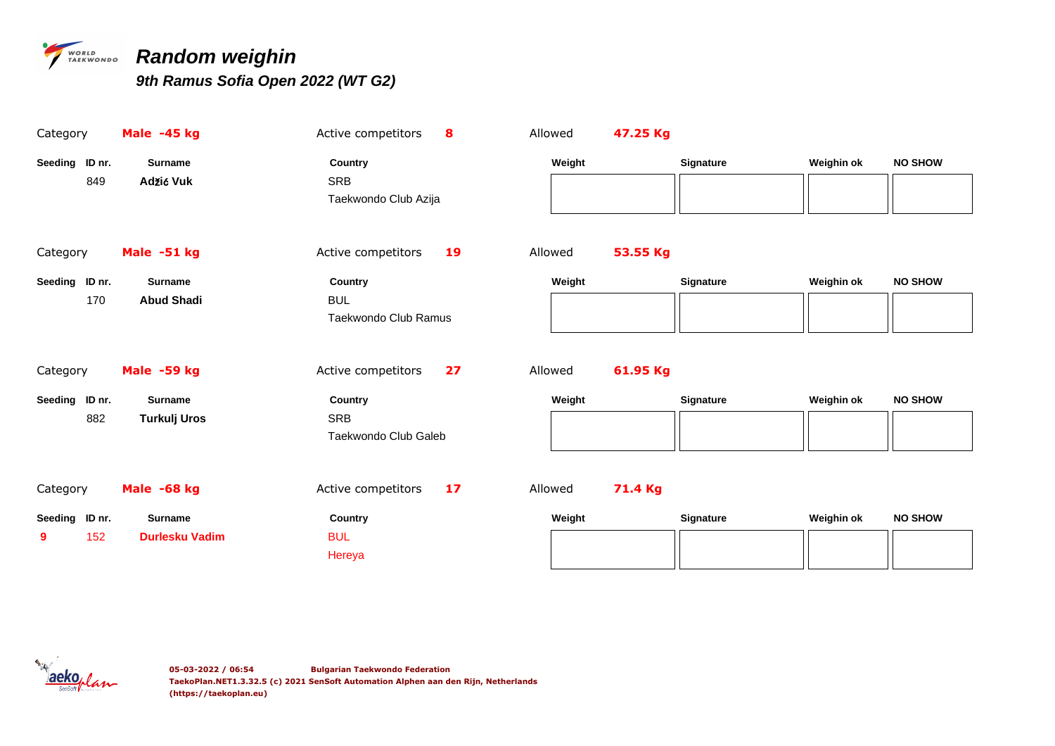# Random weighin

## 9th Ramus Sofia Open 2022 (WT G2)

Category **Male -45 kg** Active competitors **8** Allowed **47.25 Kg**

| Seeding | ID nr. | Surname | Country | Weight | Signature | Weighin ok | NO SHOW |
|---|---|---|---|---|---|---|---|
| | 849 | **Adžić Vuk** | SRB<br>Taekwondo Club Azija | | | | |

Category **Male -51 kg** Active competitors **19** Allowed **53.55 Kg**

| Seeding | ID nr. | Surname | Country | Weight | Signature | Weighin ok | NO SHOW |
|---|---|---|---|---|---|---|---|
| | 170 | **Abud Shadi** | BUL<br>Taekwondo Club Ramus | | | | |

Category **Male -59 kg** Active competitors **27** Allowed **61.95 Kg**

| Seeding | ID nr. | Surname | Country | Weight | Signature | Weighin ok | NO SHOW |
|---|---|---|---|---|---|---|---|
| | 882 | **Turkulj Uros** | SRB<br>Taekwondo Club Galeb | | | | |

Category **Male -68 kg** Active competitors **17** Allowed **71.4 Kg**

| Seeding | ID nr. | Surname | Country | Weight | Signature | Weighin ok | NO SHOW |
|---|---|---|---|---|---|---|---|
| 9 | 152 | **Durlesku Vadim** | BUL<br>Hereya | | | | |

05-03-2022 / 06:54 Bulgarian Taekwondo Federation
TaekoPlan.NET1.3.32.5 (c) 2021 SenSoft Automation Alphen aan den Rijn, Netherlands
(https://taekoplan.eu)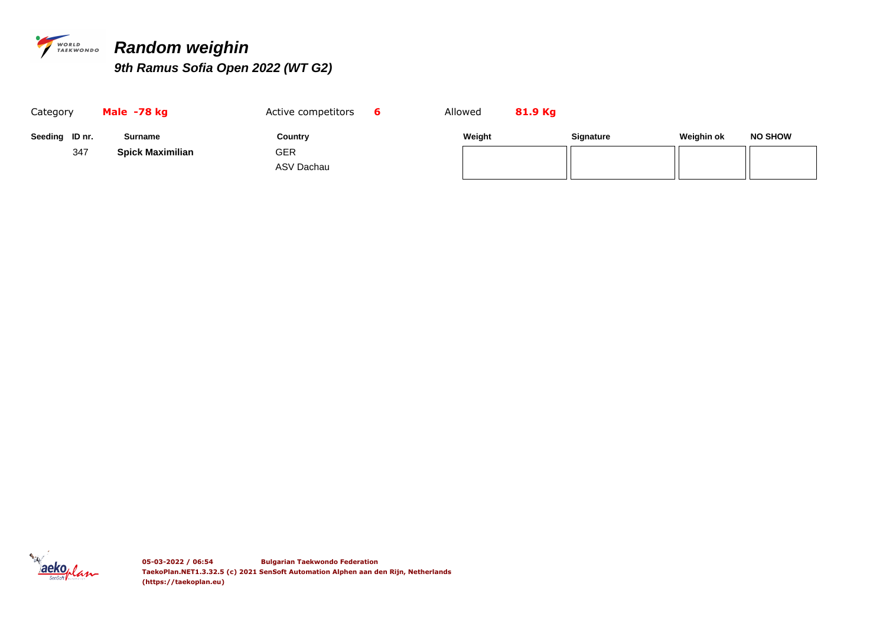# Random weighin

## 9th Ramus Sofia Open 2022 (WT G2)

Category **Male -78 kg** Active competitors **6** Allowed **81.9 Kg**

| Seeding | ID nr. | Surname | Country | Weight | Signature | Weighin ok | NO SHOW |
|---|---|---|---|---|---|---|---|
| | 347 | **Spick Maximilian** | GER<br>ASV Dachau | | | | |

**05-03-2022 / 06:54** **Bulgarian Taekwondo Federation**
**TaekoPlan.NET1.3.32.5 (c) 2021 SenSoft Automation Alphen aan den Rijn, Netherlands**
**(https://taekoplan.eu)**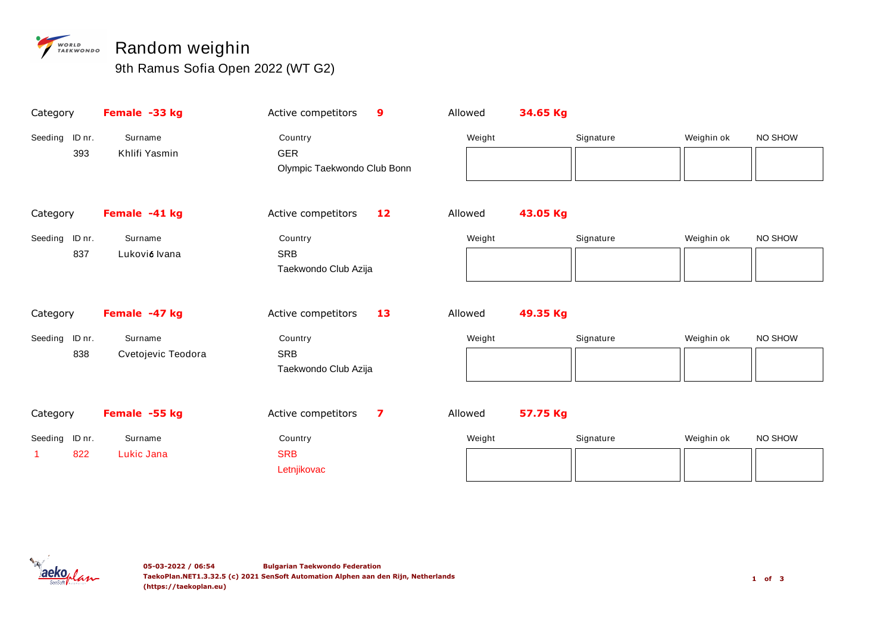# Random weighin

## 9th Ramus Sofia Open 2022 (WT G2)

Category **Female -33 kg** | Active competitors **9** | Allowed **34.65 Kg**

| Seeding | ID nr. | Surname | Country | Weight | Signature | Weighin ok | NO SHOW |
|---|---|---|---|---|---|---|---|
| | 393 | Khlifi Yasmin | GER<br>Olympic Taekwondo Club Bonn | | | | |

Category **Female -41 kg** | Active competitors **12** | Allowed **43.05 Kg**

| Seeding | ID nr. | Surname | Country | Weight | Signature | Weighin ok | NO SHOW |
|---|---|---|---|---|---|---|---|
| | 837 | Luković Ivana | SRB<br>Taekwondo Club Azija | | | | |

Category **Female -47 kg** | Active competitors **13** | Allowed **49.35 Kg**

| Seeding | ID nr. | Surname | Country | Weight | Signature | Weighin ok | NO SHOW |
|---|---|---|---|---|---|---|---|
| | 838 | Cvetojevic Teodora | SRB<br>Taekwondo Club Azija | | | | |

Category **Female -55 kg** | Active competitors **7** | Allowed **57.75 Kg**

| Seeding | ID nr. | Surname | Country | Weight | Signature | Weighin ok | NO SHOW |
|---|---|---|---|---|---|---|---|
| 1 | 822 | Lukic Jana | SRB<br>Letnjikovac | | | | |

**05-03-2022 / 06:54** **Bulgarian Taekwondo Federation**
**TaekoPlan.NET1.3.32.5 (c) 2021 SenSoft Automation Alphen aan den Rijn, Netherlands (https://taekoplan.eu)**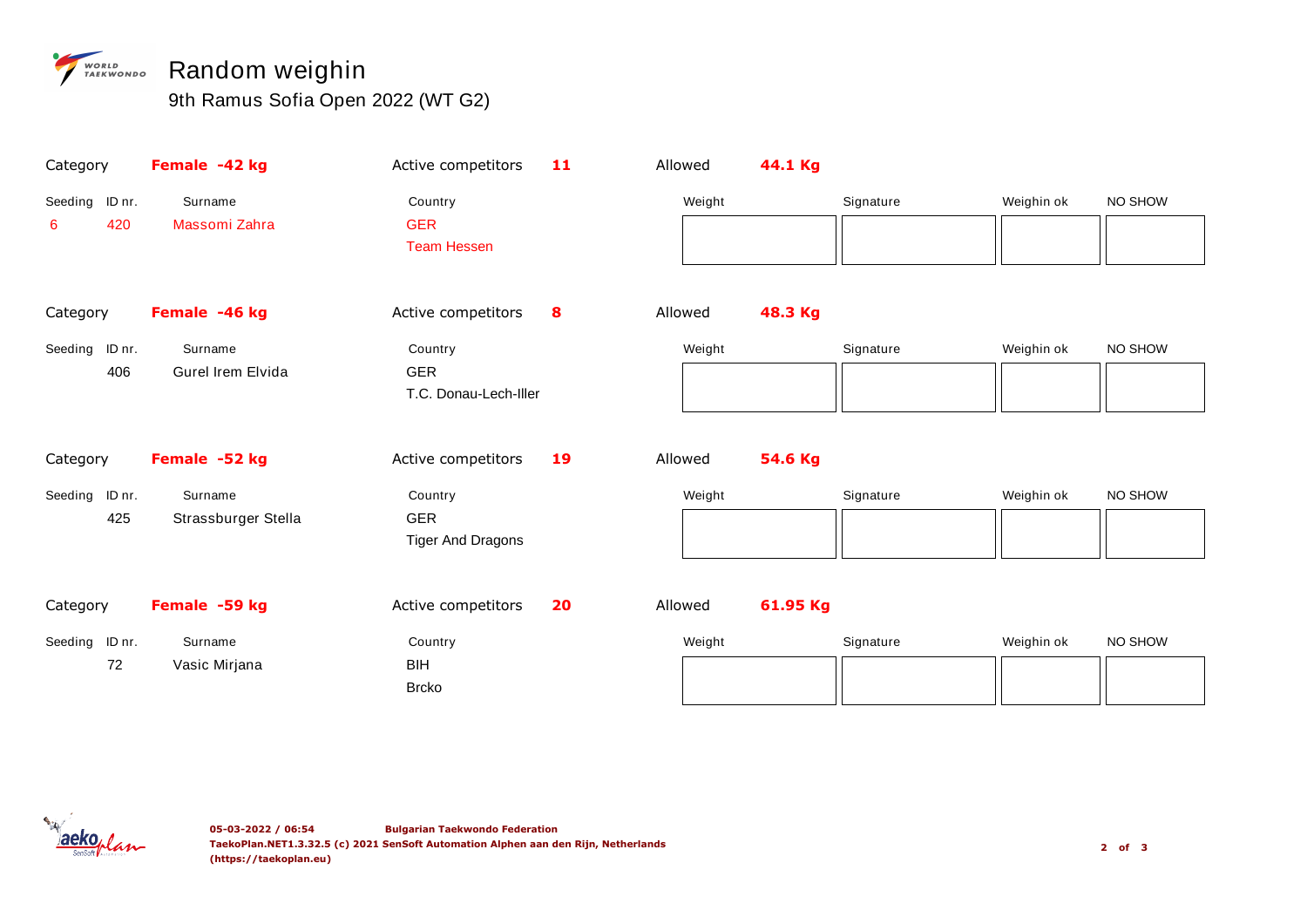# Random weighin

## 9th Ramus Sofia Open 2022 (WT G2)

Category **Female -42 kg** | Active competitors **11** | Allowed **44.1 Kg**

| Seeding | ID nr. | Surname | Country | Weight | Signature | Weighin ok | NO SHOW |
|---|---|---|---|---|---|---|---|
| 6 | 420 | Massomi Zahra | GER<br>Team Hessen | | | | |

Category **Female -46 kg** | Active competitors **8** | Allowed **48.3 Kg**

| Seeding | ID nr. | Surname | Country | Weight | Signature | Weighin ok | NO SHOW |
|---|---|---|---|---|---|---|---|
| | 406 | Gurel Irem Elvida | GER<br>T.C. Donau-Lech-Iller | | | | |

Category **Female -52 kg** | Active competitors **19** | Allowed **54.6 Kg**

| Seeding | ID nr. | Surname | Country | Weight | Signature | Weighin ok | NO SHOW |
|---|---|---|---|---|---|---|---|
| | 425 | Strassburger Stella | GER<br>Tiger And Dragons | | | | |

Category **Female -59 kg** | Active competitors **20** | Allowed **61.95 Kg**

| Seeding | ID nr. | Surname | Country | Weight | Signature | Weighin ok | NO SHOW |
|---|---|---|---|---|---|---|---|
| | 72 | Vasic Mirjana | BIH<br>Brcko | | | | |

**05-03-2022 / 06:54** **Bulgarian Taekwondo Federation**
**TaekoPlan.NET1.3.32.5 (c) 2021 SenSoft Automation Alphen aan den Rijn, Netherlands**
**(https://taekoplan.eu)**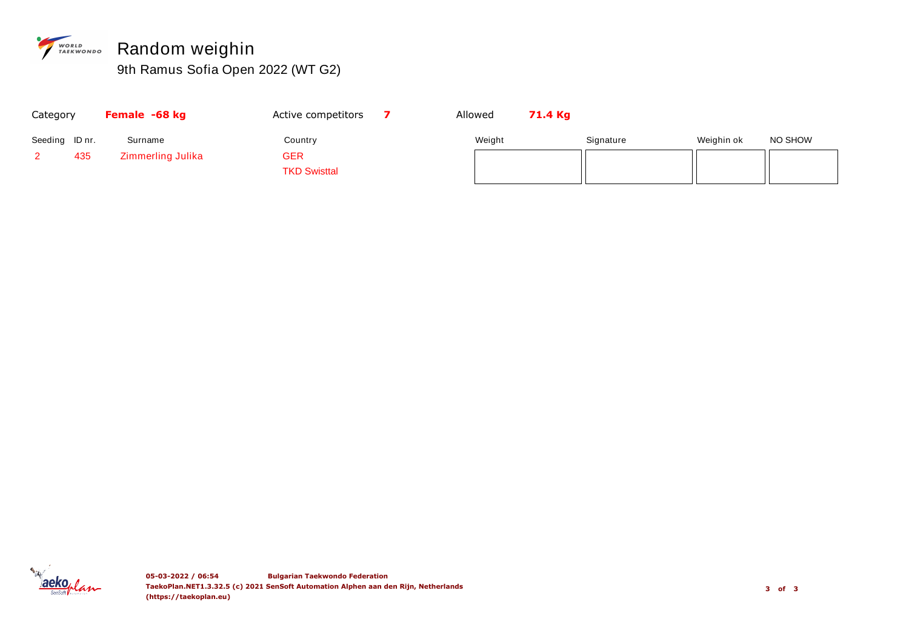# Random weighin

9th Ramus Sofia Open 2022 (WT G2)

Category **Female -68 kg** Active competitors **7** Allowed **71.4 Kg**

| Seeding | ID nr. | Surname | Country | Weight | Signature | Weighin ok | NO SHOW |
|---|---|---|---|---|---|---|---|
| 2 | 435 | Zimmerling Julika | GER<br>TKD Swisttal | | | | |

**05-03-2022 / 06:54** **Bulgarian Taekwondo Federation**
**TaekoPlan.NET1.3.32.5 (c) 2021 SenSoft Automation Alphen aan den Rijn, Netherlands (https://taekoplan.eu)**